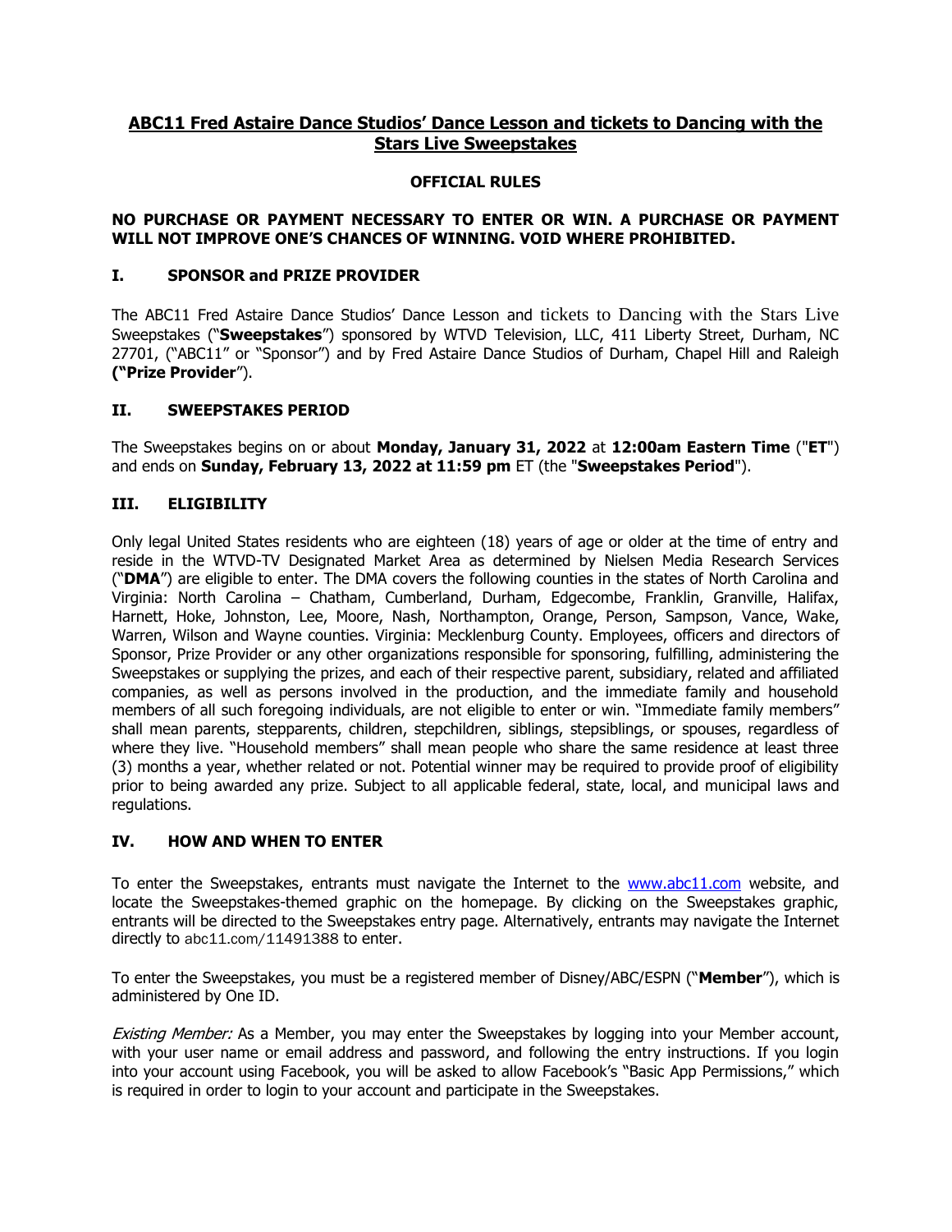# ABC11 Fred Astaire Dance Studios' Dance Lesson and tickets to Dancing with the Stars Live Sweepstakes

## OFFICIAL RULES

**NO PURCHASE OR PAYMENT NECESSARY TO ENTER OR WIN. A PURCHASE OR PAYMENT WILL NOT IMPROVE ONE'S CHANCES OF WINNING. VOID WHERE PROHIBITED.**

### I. SPONSOR and PRIZE PROVIDER

The ABC11 Fred Astaire Dance Studios' Dance Lesson and tickets to Dancing with the Stars Live Sweepstakes ("**Sweepstakes**") sponsored by WTVD Television, LLC, 411 Liberty Street, Durham, NC 27701, ("ABC11" or "Sponsor") and by Fred Astaire Dance Studios of Durham, Chapel Hill and Raleigh **("Prize Provider**").

### II. SWEEPSTAKES PERIOD

The Sweepstakes begins on or about **Monday, January 31, 2022** at **12:00am Eastern Time** ("**ET**") and ends on **Sunday, February 13, 2022 at 11:59 pm** ET (the "**Sweepstakes Period**").

### III. ELIGIBILITY

Only legal United States residents who are eighteen (18) years of age or older at the time of entry and reside in the WTVD-TV Designated Market Area as determined by Nielsen Media Research Services ("**DMA**") are eligible to enter. The DMA covers the following counties in the states of North Carolina and Virginia: North Carolina – Chatham, Cumberland, Durham, Edgecombe, Franklin, Granville, Halifax, Harnett, Hoke, Johnston, Lee, Moore, Nash, Northampton, Orange, Person, Sampson, Vance, Wake, Warren, Wilson and Wayne counties. Virginia: Mecklenburg County. Employees, officers and directors of Sponsor, Prize Provider or any other organizations responsible for sponsoring, fulfilling, administering the Sweepstakes or supplying the prizes, and each of their respective parent, subsidiary, related and affiliated companies, as well as persons involved in the production, and the immediate family and household members of all such foregoing individuals, are not eligible to enter or win. "Immediate family members" shall mean parents, stepparents, children, stepchildren, siblings, stepsiblings, or spouses, regardless of where they live. "Household members" shall mean people who share the same residence at least three (3) months a year, whether related or not. Potential winner may be required to provide proof of eligibility prior to being awarded any prize. Subject to all applicable federal, state, local, and municipal laws and regulations.

### IV. HOW AND WHEN TO ENTER

To enter the Sweepstakes, entrants must navigate the Internet to the www.abc11.com website, and locate the Sweepstakes-themed graphic on the homepage. By clicking on the Sweepstakes graphic, entrants will be directed to the Sweepstakes entry page. Alternatively, entrants may navigate the Internet directly to abc11.com/11491388 to enter.

To enter the Sweepstakes, you must be a registered member of Disney/ABC/ESPN ("**Member**"), which is administered by One ID.

*Existing Member:* As a Member, you may enter the Sweepstakes by logging into your Member account, with your user name or email address and password, and following the entry instructions. If you login into your account using Facebook, you will be asked to allow Facebook's "Basic App Permissions," which is required in order to login to your account and participate in the Sweepstakes.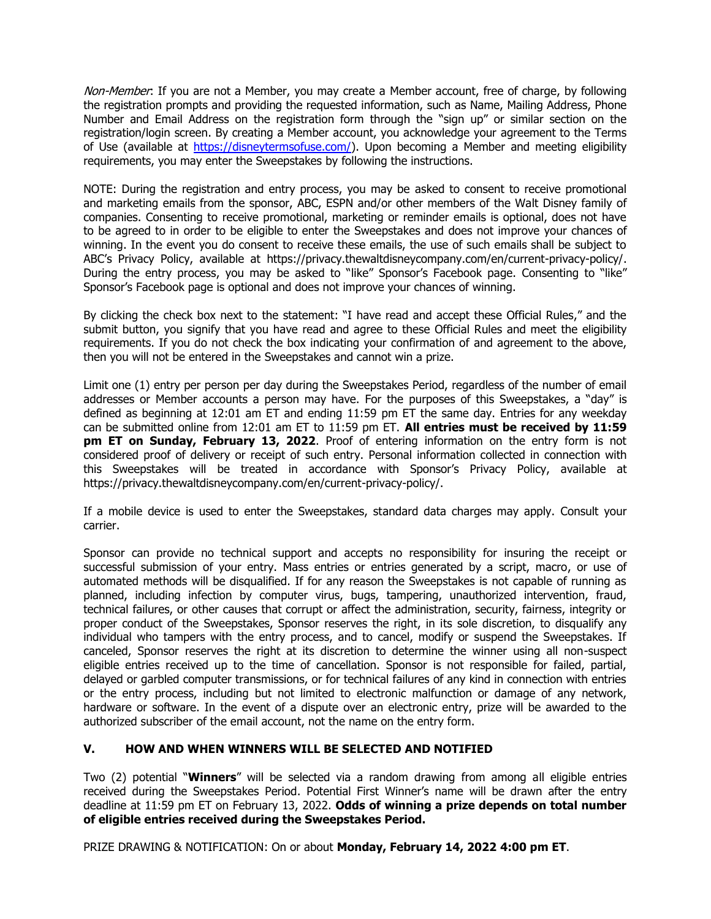*Non-Member*: If you are not a Member, you may create a Member account, free of charge, by following the registration prompts and providing the requested information, such as Name, Mailing Address, Phone Number and Email Address on the registration form through the "sign up" or similar section on the registration/login screen. By creating a Member account, you acknowledge your agreement to the Terms of Use (available at [https://disneytermsofuse.com/](https://disneytermsofuse.com/)). Upon becoming a Member and meeting eligibility requirements, you may enter the Sweepstakes by following the instructions.

NOTE: During the registration and entry process, you may be asked to consent to receive promotional and marketing emails from the sponsor, ABC, ESPN and/or other members of the Walt Disney family of companies. Consenting to receive promotional, marketing or reminder emails is optional, does not have to be agreed to in order to be eligible to enter the Sweepstakes and does not improve your chances of winning. In the event you do consent to receive these emails, the use of such emails shall be subject to ABC's Privacy Policy, available at https://privacy.thewaltdisneycompany.com/en/current-privacy-policy/. During the entry process, you may be asked to "like" Sponsor's Facebook page. Consenting to "like" Sponsor's Facebook page is optional and does not improve your chances of winning.

By clicking the check box next to the statement: "I have read and accept these Official Rules," and the submit button, you signify that you have read and agree to these Official Rules and meet the eligibility requirements. If you do not check the box indicating your confirmation of and agreement to the above, then you will not be entered in the Sweepstakes and cannot win a prize.

Limit one (1) entry per person per day during the Sweepstakes Period, regardless of the number of email addresses or Member accounts a person may have. For the purposes of this Sweepstakes, a "day" is defined as beginning at 12:01 am ET and ending 11:59 pm ET the same day. Entries for any weekday can be submitted online from 12:01 am ET to 11:59 pm ET. **All entries must be received by 11:59 pm ET on Sunday, February 13, 2022**. Proof of entering information on the entry form is not considered proof of delivery or receipt of such entry. Personal information collected in connection with this Sweepstakes will be treated in accordance with Sponsor's Privacy Policy, available at https://privacy.thewaltdisneycompany.com/en/current-privacy-policy/.

If a mobile device is used to enter the Sweepstakes, standard data charges may apply. Consult your carrier.

Sponsor can provide no technical support and accepts no responsibility for insuring the receipt or successful submission of your entry. Mass entries or entries generated by a script, macro, or use of automated methods will be disqualified. If for any reason the Sweepstakes is not capable of running as planned, including infection by computer virus, bugs, tampering, unauthorized intervention, fraud, technical failures, or other causes that corrupt or affect the administration, security, fairness, integrity or proper conduct of the Sweepstakes, Sponsor reserves the right, in its sole discretion, to disqualify any individual who tampers with the entry process, and to cancel, modify or suspend the Sweepstakes. If canceled, Sponsor reserves the right at its discretion to determine the winner using all non-suspect eligible entries received up to the time of cancellation. Sponsor is not responsible for failed, partial, delayed or garbled computer transmissions, or for technical failures of any kind in connection with entries or the entry process, including but not limited to electronic malfunction or damage of any network, hardware or software. In the event of a dispute over an electronic entry, prize will be awarded to the authorized subscriber of the email account, not the name on the entry form.

## V. HOW AND WHEN WINNERS WILL BE SELECTED AND NOTIFIED

Two (2) potential "**Winners**" will be selected via a random drawing from among all eligible entries received during the Sweepstakes Period. Potential First Winner's name will be drawn after the entry deadline at 11:59 pm ET on February 13, 2022. **Odds of winning a prize depends on total number of eligible entries received during the Sweepstakes Period.**

PRIZE DRAWING & NOTIFICATION: On or about **Monday, February 14, 2022 4:00 pm ET**.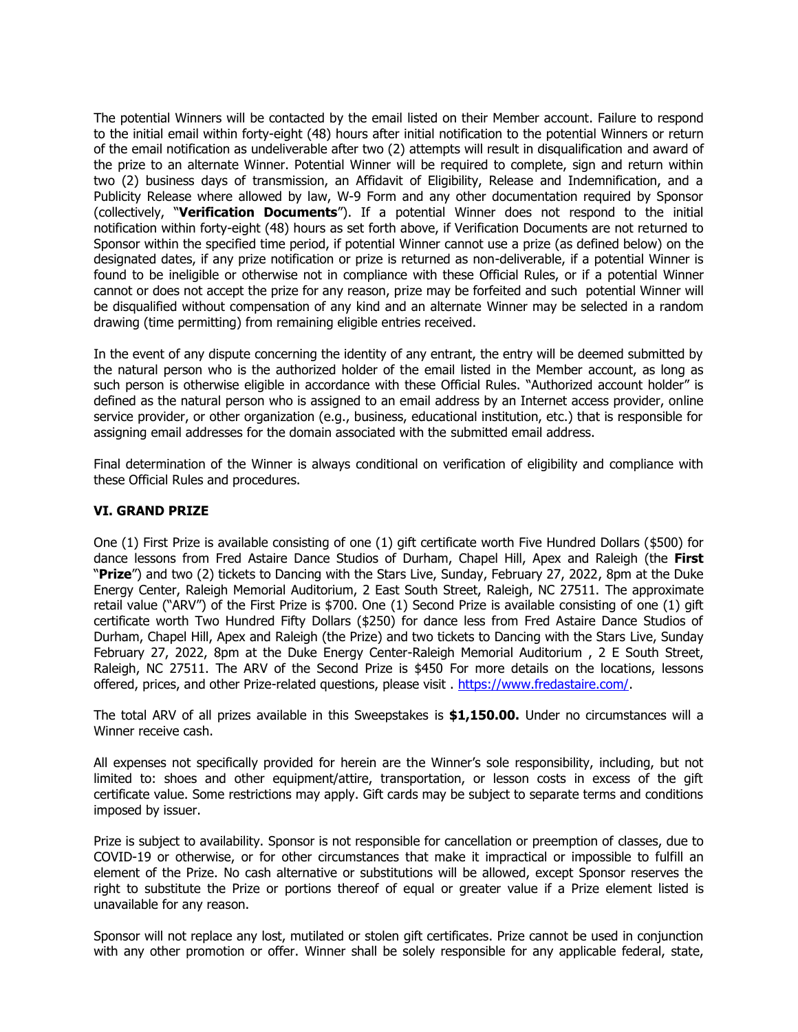The potential Winners will be contacted by the email listed on their Member account. Failure to respond to the initial email within forty-eight (48) hours after initial notification to the potential Winners or return of the email notification as undeliverable after two (2) attempts will result in disqualification and award of the prize to an alternate Winner. Potential Winner will be required to complete, sign and return within two (2) business days of transmission, an Affidavit of Eligibility, Release and Indemnification, and a Publicity Release where allowed by law, W-9 Form and any other documentation required by Sponsor (collectively, "**Verification Documents**"). If a potential Winner does not respond to the initial notification within forty-eight (48) hours as set forth above, if Verification Documents are not returned to Sponsor within the specified time period, if potential Winner cannot use a prize (as defined below) on the designated dates, if any prize notification or prize is returned as non-deliverable, if a potential Winner is found to be ineligible or otherwise not in compliance with these Official Rules, or if a potential Winner cannot or does not accept the prize for any reason, prize may be forfeited and such potential Winner will be disqualified without compensation of any kind and an alternate Winner may be selected in a random drawing (time permitting) from remaining eligible entries received.

In the event of any dispute concerning the identity of any entrant, the entry will be deemed submitted by the natural person who is the authorized holder of the email listed in the Member account, as long as such person is otherwise eligible in accordance with these Official Rules. "Authorized account holder" is defined as the natural person who is assigned to an email address by an Internet access provider, online service provider, or other organization (e.g., business, educational institution, etc.) that is responsible for assigning email addresses for the domain associated with the submitted email address.

Final determination of the Winner is always conditional on verification of eligibility and compliance with these Official Rules and procedures.

### VI. GRAND PRIZE

One (1) First Prize is available consisting of one (1) gift certificate worth Five Hundred Dollars ($500) for dance lessons from Fred Astaire Dance Studios of Durham, Chapel Hill, Apex and Raleigh (the **First** "**Prize**") and two (2) tickets to Dancing with the Stars Live, Sunday, February 27, 2022, 8pm at the Duke Energy Center, Raleigh Memorial Auditorium, 2 East South Street, Raleigh, NC 27511. The approximate retail value ("ARV") of the First Prize is $700. One (1) Second Prize is available consisting of one (1) gift certificate worth Two Hundred Fifty Dollars ($250) for dance less from Fred Astaire Dance Studios of Durham, Chapel Hill, Apex and Raleigh (the Prize) and two tickets to Dancing with the Stars Live, Sunday February 27, 2022, 8pm at the Duke Energy Center-Raleigh Memorial Auditorium , 2 E South Street, Raleigh, NC 27511. The ARV of the Second Prize is $450 For more details on the locations, lessons offered, prices, and other Prize-related questions, please visit . https://www.fredastaire.com/.

The total ARV of all prizes available in this Sweepstakes is **$1,150.00.** Under no circumstances will a Winner receive cash.

All expenses not specifically provided for herein are the Winner's sole responsibility, including, but not limited to: shoes and other equipment/attire, transportation, or lesson costs in excess of the gift certificate value. Some restrictions may apply. Gift cards may be subject to separate terms and conditions imposed by issuer.

Prize is subject to availability. Sponsor is not responsible for cancellation or preemption of classes, due to COVID-19 or otherwise, or for other circumstances that make it impractical or impossible to fulfill an element of the Prize. No cash alternative or substitutions will be allowed, except Sponsor reserves the right to substitute the Prize or portions thereof of equal or greater value if a Prize element listed is unavailable for any reason.

Sponsor will not replace any lost, mutilated or stolen gift certificates. Prize cannot be used in conjunction with any other promotion or offer. Winner shall be solely responsible for any applicable federal, state,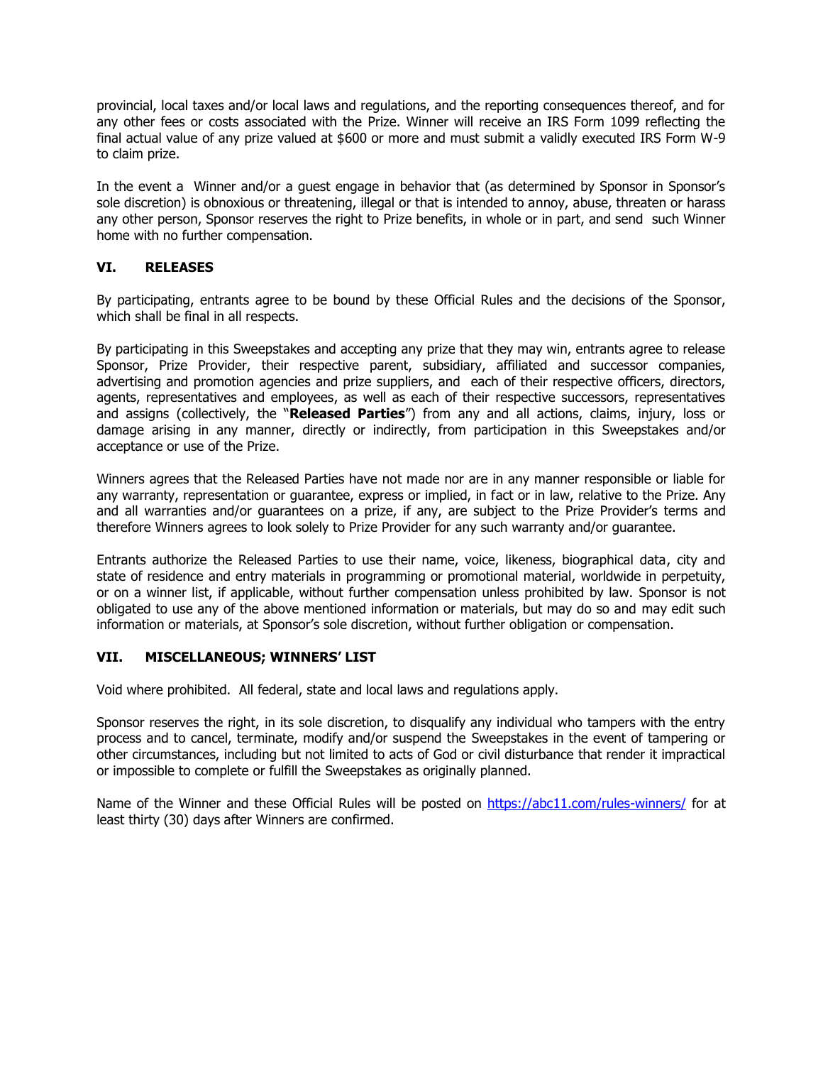provincial, local taxes and/or local laws and regulations, and the reporting consequences thereof, and for any other fees or costs associated with the Prize. Winner will receive an IRS Form 1099 reflecting the final actual value of any prize valued at $600 or more and must submit a validly executed IRS Form W-9 to claim prize.

In the event a Winner and/or a guest engage in behavior that (as determined by Sponsor in Sponsor's sole discretion) is obnoxious or threatening, illegal or that is intended to annoy, abuse, threaten or harass any other person, Sponsor reserves the right to Prize benefits, in whole or in part, and send such Winner home with no further compensation.

## VI. RELEASES

By participating, entrants agree to be bound by these Official Rules and the decisions of the Sponsor, which shall be final in all respects.

By participating in this Sweepstakes and accepting any prize that they may win, entrants agree to release Sponsor, Prize Provider, their respective parent, subsidiary, affiliated and successor companies, advertising and promotion agencies and prize suppliers, and each of their respective officers, directors, agents, representatives and employees, as well as each of their respective successors, representatives and assigns (collectively, the "**Released Parties**") from any and all actions, claims, injury, loss or damage arising in any manner, directly or indirectly, from participation in this Sweepstakes and/or acceptance or use of the Prize.

Winners agrees that the Released Parties have not made nor are in any manner responsible or liable for any warranty, representation or guarantee, express or implied, in fact or in law, relative to the Prize. Any and all warranties and/or guarantees on a prize, if any, are subject to the Prize Provider's terms and therefore Winners agrees to look solely to Prize Provider for any such warranty and/or guarantee.

Entrants authorize the Released Parties to use their name, voice, likeness, biographical data, city and state of residence and entry materials in programming or promotional material, worldwide in perpetuity, or on a winner list, if applicable, without further compensation unless prohibited by law. Sponsor is not obligated to use any of the above mentioned information or materials, but may do so and may edit such information or materials, at Sponsor's sole discretion, without further obligation or compensation.

## VII. MISCELLANEOUS; WINNERS' LIST

Void where prohibited. All federal, state and local laws and regulations apply.

Sponsor reserves the right, in its sole discretion, to disqualify any individual who tampers with the entry process and to cancel, terminate, modify and/or suspend the Sweepstakes in the event of tampering or other circumstances, including but not limited to acts of God or civil disturbance that render it impractical or impossible to complete or fulfill the Sweepstakes as originally planned.

Name of the Winner and these Official Rules will be posted on [https://abc11.com/rules-winners/](https://abc11.com/rules-winners/) for at least thirty (30) days after Winners are confirmed.